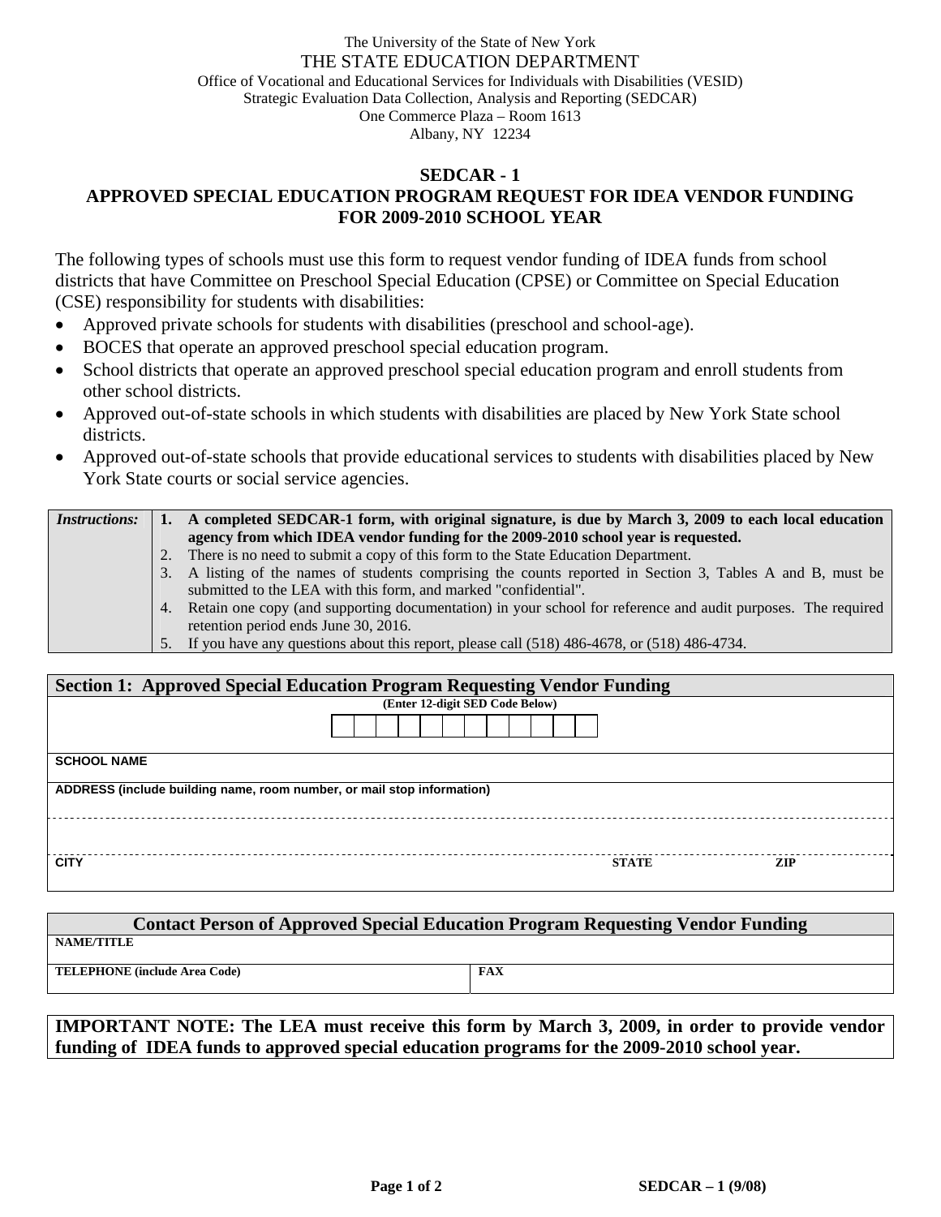The University of the State of New York
THE STATE EDUCATION DEPARTMENT
Office of Vocational and Educational Services for Individuals with Disabilities (VESID)
Strategic Evaluation Data Collection, Analysis and Reporting (SEDCAR)
One Commerce Plaza – Room 1613
Albany, NY 12234

# SEDCAR - 1
## APPROVED SPECIAL EDUCATION PROGRAM REQUEST FOR IDEA VENDOR FUNDING FOR 2009-2010 SCHOOL YEAR

The following types of schools must use this form to request vendor funding of IDEA funds from school districts that have Committee on Preschool Special Education (CPSE) or Committee on Special Education (CSE) responsibility for students with disabilities:

- Approved private schools for students with disabilities (preschool and school-age).
- BOCES that operate an approved preschool special education program.
- School districts that operate an approved preschool special education program and enroll students from other school districts.
- Approved out-of-state schools in which students with disabilities are placed by New York State school districts.
- Approved out-of-state schools that provide educational services to students with disabilities placed by New York State courts or social service agencies.

| *Instructions:* | |
|---|---|
| | **1. A completed SEDCAR-1 form, with original signature, is due by March 3, 2009 to each local education agency from which IDEA vendor funding for the 2009-2010 school year is requested.** |
| | 2. There is no need to submit a copy of this form to the State Education Department. |
| | 3. A listing of the names of students comprising the counts reported in Section 3, Tables A and B, must be submitted to the LEA with this form, and marked "confidential". |
| | 4. Retain one copy (and supporting documentation) in your school for reference and audit purposes. The required retention period ends June 30, 2016. |
| | 5. If you have any questions about this report, please call (518) 486-4678, or (518) 486-4734. |

| **Section 1: Approved Special Education Program Requesting Vendor Funding** | | |
|---|---|---|
| **(Enter 12-digit SED Code Below)** | | |
| SCHOOL NAME | | |
| ADDRESS (include building name, room number, or mail stop information) | | |
| | | |
| CITY | STATE | ZIP |

| **Contact Person of Approved Special Education Program Requesting Vendor Funding** | |
|---|---|
| NAME/TITLE | |
| TELEPHONE (include Area Code) | FAX |

**IMPORTANT NOTE: The LEA must receive this form by March 3, 2009, in order to provide vendor funding of IDEA funds to approved special education programs for the 2009-2010 school year.**

SEDCAR – 1 (9/08)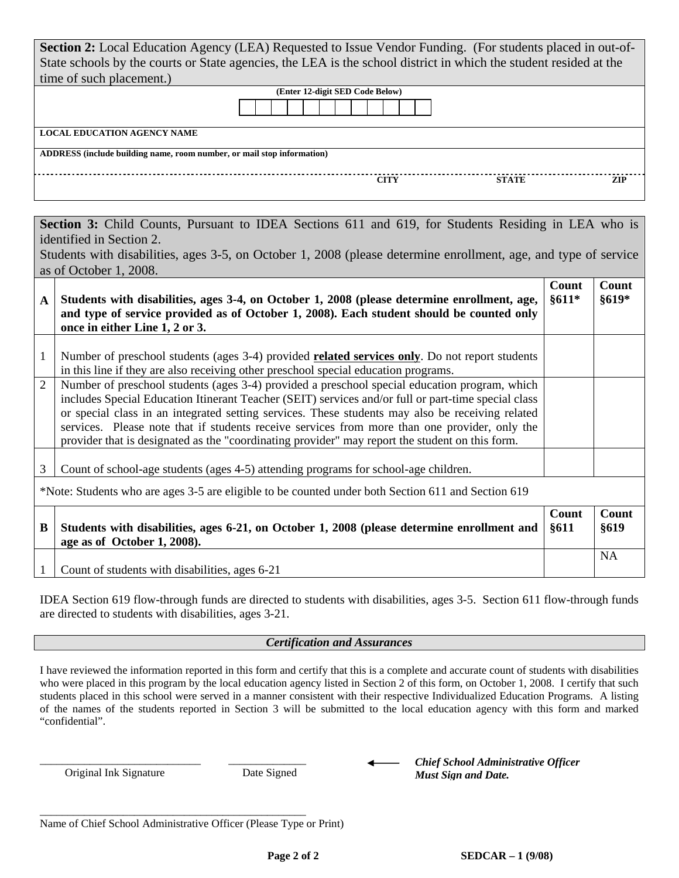**Section 2:** Local Education Agency (LEA) Requested to Issue Vendor Funding. (For students placed in out-of-State schools by the courts or State agencies, the LEA is the school district in which the student resided at the time of such placement.)

**(Enter 12-digit SED Code Below)**

| | | | | | | | | | | | |
|---|---|---|---|---|---|---|---|---|---|---|---|
| | | | | | | | | | | | |

**LOCAL EDUCATION AGENCY NAME**

**ADDRESS (include building name, room number, or mail stop information)**

**CITY** **STATE** **ZIP**

**Section 3:** Child Counts, Pursuant to IDEA Sections 611 and 619, for Students Residing in LEA who is identified in Section 2.
Students with disabilities, ages 3-5, on October 1, 2008 (please determine enrollment, age, and type of service as of October 1, 2008.

| | | | |
|---|---|---|---|
| **A** | **Students with disabilities, ages 3-4, on October 1, 2008 (please determine enrollment, age, and type of service provided as of October 1, 2008). Each student should be counted only once in either Line 1, 2 or 3.** | **Count §611*** | **Count §619*** |
| 1 | Number of preschool students (ages 3-4) provided **related services only**. Do not report students in this line if they are also receiving other preschool special education programs. | | |
| 2 | Number of preschool students (ages 3-4) provided a preschool special education program, which includes Special Education Itinerant Teacher (SEIT) services and/or full or part-time special class or special class in an integrated setting services. These students may also be receiving related services. Please note that if students receive services from more than one provider, only the provider that is designated as the "coordinating provider" may report the student on this form. | | |
| 3 | Count of school-age students (ages 4-5) attending programs for school-age children. | | |
| | *Note: Students who are ages 3-5 are eligible to be counted under both Section 611 and Section 619 | | |
| **B** | **Students with disabilities, ages 6-21, on October 1, 2008 (please determine enrollment and age as of October 1, 2008).** | **Count §611** | **Count §619** |
| 1 | Count of students with disabilities, ages 6-21 | | NA |

IDEA Section 619 flow-through funds are directed to students with disabilities, ages 3-5. Section 611 flow-through funds are directed to students with disabilities, ages 3-21.

***Certification and Assurances***

I have reviewed the information reported in this form and certify that this is a complete and accurate count of students with disabilities who were placed in this program by the local education agency listed in Section 2 of this form, on October 1, 2008. I certify that such students placed in this school were served in a manner consistent with their respective Individualized Education Programs. A listing of the names of the students reported in Section 3 will be submitted to the local education agency with this form and marked "confidential".

\_\_\_\_\_\_\_\_\_\_\_\_\_\_\_\_\_\_\_\_\_\_\_\_\_\_\_\_ \_\_\_\_\_\_\_\_\_\_\_\_\_\_
Original Ink Signature    Date Signed    ← ***Chief School Administrative Officer Must Sign and Date.***

\_\_\_\_\_\_\_\_\_\_\_\_\_\_\_\_\_\_\_\_\_\_\_\_\_\_\_\_\_\_\_\_\_\_\_\_\_\_\_\_\_\_\_\_
Name of Chief School Administrative Officer (Please Type or Print)

**SEDCAR – 1 (9/08)**